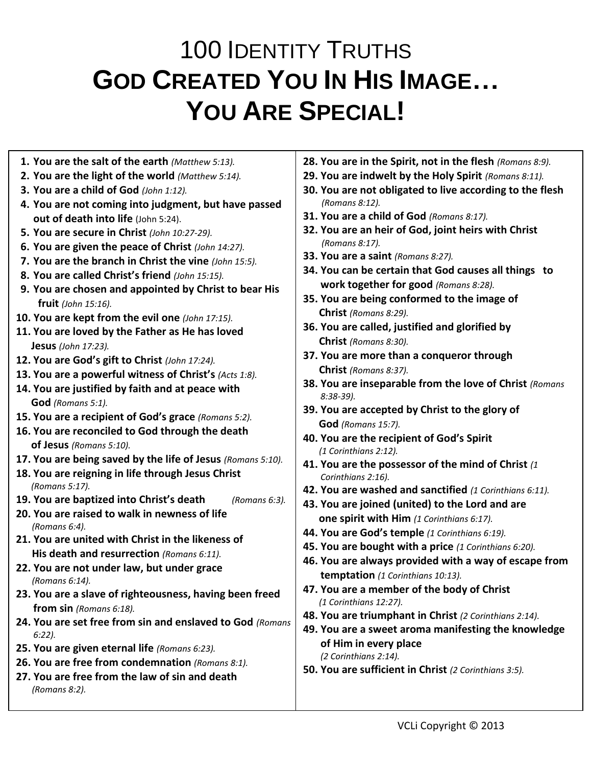# 100 Identity Truths

# God Created You In His Image… You Are Special!

1. **You are the salt of the earth** *(Matthew 5:13).*
2. **You are the light of the world** *(Matthew 5:14).*
3. **You are a child of God** *(John 1:12).*
4. **You are not coming into judgment, but have passed out of death into life** (John 5:24).
5. **You are secure in Christ** *(John 10:27-29).*
6. **You are given the peace of Christ** *(John 14:27).*
7. **You are the branch in Christ the vine** *(John 15:5).*
8. **You are called Christ's friend** *(John 15:15).*
9. **You are chosen and appointed by Christ to bear His fruit** *(John 15:16).*
10. **You are kept from the evil one** *(John 17:15).*
11. **You are loved by the Father as He has loved Jesus** *(John 17:23).*
12. **You are God's gift to Christ** *(John 17:24).*
13. **You are a powerful witness of Christ's** *(Acts 1:8).*
14. **You are justified by faith and at peace with God** *(Romans 5:1).*
15. **You are a recipient of God's grace** *(Romans 5:2).*
16. **You are reconciled to God through the death of Jesus** *(Romans 5:10).*
17. **You are being saved by the life of Jesus** *(Romans 5:10).*
18. **You are reigning in life through Jesus Christ** *(Romans 5:17).*
19. **You are baptized into Christ's death** *(Romans 6:3).*
20. **You are raised to walk in newness of life** *(Romans 6:4).*
21. **You are united with Christ in the likeness of His death and resurrection** *(Romans 6:11).*
22. **You are not under law, but under grace** *(Romans 6:14).*
23. **You are a slave of righteousness, having been freed from sin** *(Romans 6:18).*
24. **You are set free from sin and enslaved to God** *(Romans 6:22).*
25. **You are given eternal life** *(Romans 6:23).*
26. **You are free from condemnation** *(Romans 8:1).*
27. **You are free from the law of sin and death** *(Romans 8:2).*
28. **You are in the Spirit, not in the flesh** *(Romans 8:9).*
29. **You are indwelt by the Holy Spirit** *(Romans 8:11).*
30. **You are not obligated to live according to the flesh** *(Romans 8:12).*
31. **You are a child of God** *(Romans 8:17).*
32. **You are an heir of God, joint heirs with Christ** *(Romans 8:17).*
33. **You are a saint** *(Romans 8:27).*
34. **You can be certain that God causes all things to work together for good** *(Romans 8:28).*
35. **You are being conformed to the image of Christ** *(Romans 8:29).*
36. **You are called, justified and glorified by Christ** *(Romans 8:30).*
37. **You are more than a conqueror through Christ** *(Romans 8:37).*
38. **You are inseparable from the love of Christ** *(Romans 8:38-39).*
39. **You are accepted by Christ to the glory of God** *(Romans 15:7).*
40. **You are the recipient of God's Spirit** *(1 Corinthians 2:12).*
41. **You are the possessor of the mind of Christ** *(1 Corinthians 2:16).*
42. **You are washed and sanctified** *(1 Corinthians 6:11).*
43. **You are joined (united) to the Lord and are one spirit with Him** *(1 Corinthians 6:17).*
44. **You are God's temple** *(1 Corinthians 6:19).*
45. **You are bought with a price** *(1 Corinthians 6:20).*
46. **You are always provided with a way of escape from temptation** *(1 Corinthians 10:13).*
47. **You are a member of the body of Christ** *(1 Corinthians 12:27).*
48. **You are triumphant in Christ** *(2 Corinthians 2:14).*
49. **You are a sweet aroma manifesting the knowledge of Him in every place** *(2 Corinthians 2:14).*
50. **You are sufficient in Christ** *(2 Corinthians 3:5).*

VCLi Copyright © 2013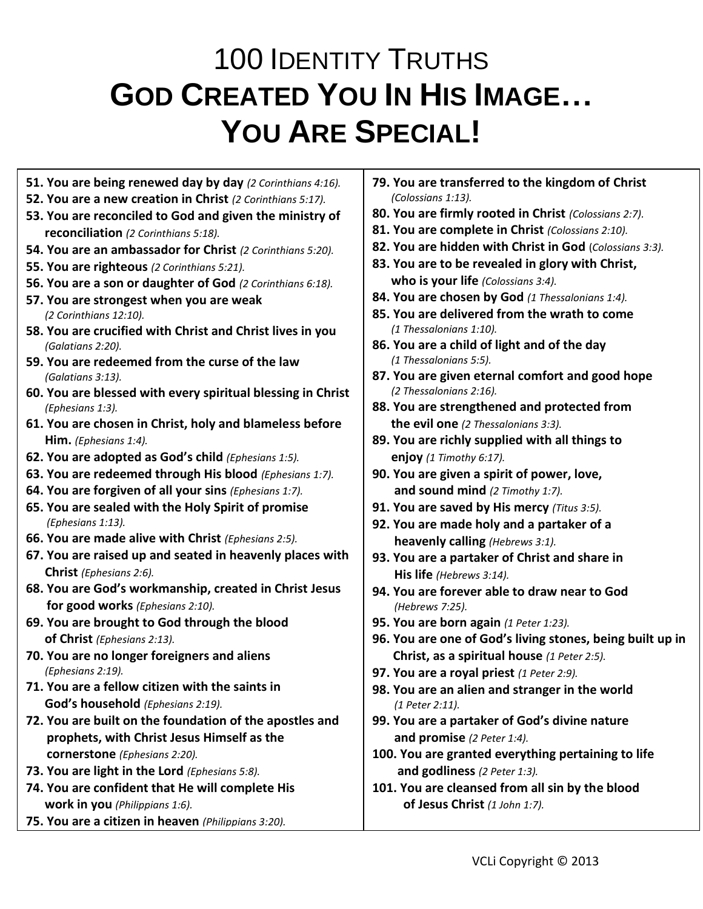# 100 Identity Truths

# God Created You In His Image… You Are Special!

**51. You are being renewed day by day** *(2 Corinthians 4:16).*
**52. You are a new creation in Christ** *(2 Corinthians 5:17).*
**53. You are reconciled to God and given the ministry of reconciliation** *(2 Corinthians 5:18).*
**54. You are an ambassador for Christ** *(2 Corinthians 5:20).*
**55. You are righteous** *(2 Corinthians 5:21).*
**56. You are a son or daughter of God** *(2 Corinthians 6:18).*
**57. You are strongest when you are weak** *(2 Corinthians 12:10).*
**58. You are crucified with Christ and Christ lives in you** *(Galatians 2:20).*
**59. You are redeemed from the curse of the law** *(Galatians 3:13).*
**60. You are blessed with every spiritual blessing in Christ** *(Ephesians 1:3).*
**61. You are chosen in Christ, holy and blameless before Him.** *(Ephesians 1:4).*
**62. You are adopted as God's child** *(Ephesians 1:5).*
**63. You are redeemed through His blood** *(Ephesians 1:7).*
**64. You are forgiven of all your sins** *(Ephesians 1:7).*
**65. You are sealed with the Holy Spirit of promise** *(Ephesians 1:13).*
**66. You are made alive with Christ** *(Ephesians 2:5).*
**67. You are raised up and seated in heavenly places with Christ** *(Ephesians 2:6).*
**68. You are God's workmanship, created in Christ Jesus for good works** *(Ephesians 2:10).*
**69. You are brought to God through the blood of Christ** *(Ephesians 2:13).*
**70. You are no longer foreigners and aliens** *(Ephesians 2:19).*
**71. You are a fellow citizen with the saints in God's household** *(Ephesians 2:19).*
**72. You are built on the foundation of the apostles and prophets, with Christ Jesus Himself as the cornerstone** *(Ephesians 2:20).*
**73. You are light in the Lord** *(Ephesians 5:8).*
**74. You are confident that He will complete His work in you** *(Philippians 1:6).*
**75. You are a citizen in heaven** *(Philippians 3:20).*
**79. You are transferred to the kingdom of Christ** *(Colossians 1:13).*
**80. You are firmly rooted in Christ** *(Colossians 2:7).*
**81. You are complete in Christ** *(Colossians 2:10).*
**82. You are hidden with Christ in God** (*Colossians 3:3).*
**83. You are to be revealed in glory with Christ, who is your life** *(Colossians 3:4).*
**84. You are chosen by God** *(1 Thessalonians 1:4).*
**85. You are delivered from the wrath to come** *(1 Thessalonians 1:10).*
**86. You are a child of light and of the day** *(1 Thessalonians 5:5).*
**87. You are given eternal comfort and good hope** *(2 Thessalonians 2:16).*
**88. You are strengthened and protected from the evil one** *(2 Thessalonians 3:3).*
**89. You are richly supplied with all things to enjoy** *(1 Timothy 6:17).*
**90. You are given a spirit of power, love, and sound mind** *(2 Timothy 1:7).*
**91. You are saved by His mercy** *(Titus 3:5).*
**92. You are made holy and a partaker of a heavenly calling** *(Hebrews 3:1).*
**93. You are a partaker of Christ and share in His life** *(Hebrews 3:14).*
**94. You are forever able to draw near to God** *(Hebrews 7:25).*
**95. You are born again** *(1 Peter 1:23).*
**96. You are one of God's living stones, being built up in Christ, as a spiritual house** *(1 Peter 2:5).*
**97. You are a royal priest** *(1 Peter 2:9).*
**98. You are an alien and stranger in the world** *(1 Peter 2:11).*
**99. You are a partaker of God's divine nature and promise** *(2 Peter 1:4).*
**100. You are granted everything pertaining to life and godliness** *(2 Peter 1:3).*
**101. You are cleansed from all sin by the blood of Jesus Christ** *(1 John 1:7).*

VCLi Copyright © 2013